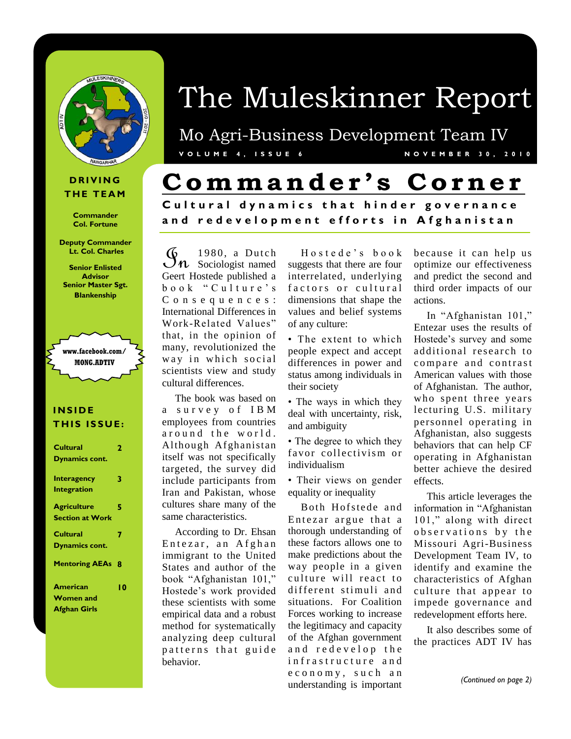# The Muleskinner Report

Mo Agri-Business Development Team IV

VOLUME 4, ISSUE 6 — NOVEMBER 30, 2010

**DRIVING THE TEAM**

**Commander**
**Col. Fortune**

**Deputy Commander**
**Lt. Col. Charles**

**Senior Enlisted Advisor**
**Senior Master Sgt. Blankenship**

**www.facebook.com/MONG.ADTIV**

**INSIDE THIS ISSUE:**

| | |
|---|---|
| Cultural Dynamics cont. | 2 |
| Interagency Integration | 3 |
| Agriculture Section at Work | 5 |
| Cultural Dynamics cont. | 7 |
| Mentoring AEAs | 8 |
| American Women and Afghan Girls | 10 |

## Commander's Corner

### Cultural dynamics that hinder governance and redevelopment efforts in Afghanistan

In 1980, a Dutch Sociologist named Geert Hostede published a book "Culture's Consequences: International Differences in Work-Related Values" that, in the opinion of many, revolutionized the way in which social scientists view and study cultural differences.

The book was based on a survey of IBM employees from countries around the world. Although Afghanistan itself was not specifically targeted, the survey did include participants from Iran and Pakistan, whose cultures share many of the same characteristics.

According to Dr. Ehsan Entezar, an Afghan immigrant to the United States and author of the book "Afghanistan 101," Hostede's work provided these scientists with some empirical data and a robust method for systematically analyzing deep cultural patterns that guide behavior.

Hostede's book suggests that there are four interrelated, underlying factors or cultural dimensions that shape the values and belief systems of any culture:

- The extent to which people expect and accept differences in power and status among individuals in their society
- The ways in which they deal with uncertainty, risk, and ambiguity
- The degree to which they favor collectivism or individualism
- Their views on gender equality or inequality

Both Hofstede and Entezar argue that a thorough understanding of these factors allows one to make predictions about the way people in a given culture will react to different stimuli and situations. For Coalition Forces working to increase the legitimacy and capacity of the Afghan government and redevelop the infrastructure and economy, such an understanding is important because it can help us optimize our effectiveness and predict the second and third order impacts of our actions.

In "Afghanistan 101," Entezar uses the results of Hostede's survey and some additional research to compare and contrast American values with those of Afghanistan. The author, who spent three years lecturing U.S. military personnel operating in Afghanistan, also suggests behaviors that can help CF operating in Afghanistan better achieve the desired effects.

This article leverages the information in "Afghanistan 101," along with direct observations by the Missouri Agri-Business Development Team IV, to identify and examine the characteristics of Afghan culture that appear to impede governance and redevelopment efforts here.

It also describes some of the practices ADT IV has

*(Continued on page 2)*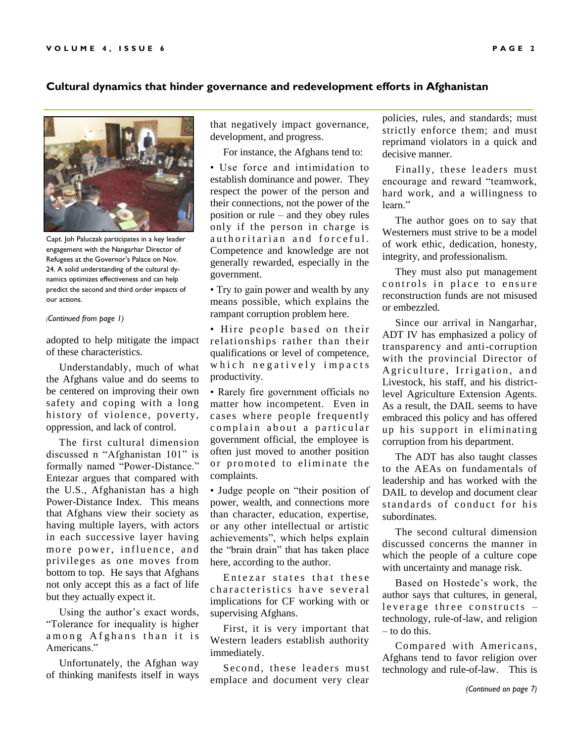## Cultural dynamics that hinder governance and redevelopment efforts in Afghanistan

Capt. Joh Paluczak participates in a key leader engagement with the Nangarhar Director of Refugees at the Governor's Palace on Nov. 24. A solid understanding of the cultural dynamics optimizes effectiveness and can help predict the second and third order impacts of our actions.

*(Continued from page 1)*

adopted to help mitigate the impact of these characteristics.

Understandably, much of what the Afghans value and do seems to be centered on improving their own safety and coping with a long history of violence, poverty, oppression, and lack of control.

The first cultural dimension discussed n "Afghanistan 101" is formally named "Power-Distance." Entezar argues that compared with the U.S., Afghanistan has a high Power-Distance Index. This means that Afghans view their society as having multiple layers, with actors in each successive layer having more power, influence, and privileges as one moves from bottom to top. He says that Afghans not only accept this as a fact of life but they actually expect it.

Using the author's exact words, "Tolerance for inequality is higher among Afghans than it is Americans."

Unfortunately, the Afghan way of thinking manifests itself in ways that negatively impact governance, development, and progress.

For instance, the Afghans tend to:

- Use force and intimidation to establish dominance and power. They respect the power of the person and their connections, not the power of the position or rule – and they obey rules only if the person in charge is authoritarian and forceful. Competence and knowledge are not generally rewarded, especially in the government.
- Try to gain power and wealth by any means possible, which explains the rampant corruption problem here.
- Hire people based on their relationships rather than their qualifications or level of competence, which negatively impacts productivity.
- Rarely fire government officials no matter how incompetent. Even in cases where people frequently complain about a particular government official, the employee is often just moved to another position or promoted to eliminate the complaints.
- Judge people on "their position of power, wealth, and connections more than character, education, expertise, or any other intellectual or artistic achievements", which helps explain the "brain drain" that has taken place here, according to the author.

Entezar states that these characteristics have several implications for CF working with or supervising Afghans.

First, it is very important that Western leaders establish authority immediately.

Second, these leaders must emplace and document very clear policies, rules, and standards; must strictly enforce them; and must reprimand violators in a quick and decisive manner.

Finally, these leaders must encourage and reward "teamwork, hard work, and a willingness to learn."

The author goes on to say that Westerners must strive to be a model of work ethic, dedication, honesty, integrity, and professionalism.

They must also put management controls in place to ensure reconstruction funds are not misused or embezzled.

Since our arrival in Nangarhar, ADT IV has emphasized a policy of transparency and anti-corruption with the provincial Director of Agriculture, Irrigation, and Livestock, his staff, and his district-level Agriculture Extension Agents. As a result, the DAIL seems to have embraced this policy and has offered up his support in eliminating corruption from his department.

The ADT has also taught classes to the AEAs on fundamentals of leadership and has worked with the DAIL to develop and document clear standards of conduct for his subordinates.

The second cultural dimension discussed concerns the manner in which the people of a culture cope with uncertainty and manage risk.

Based on Hostede's work, the author says that cultures, in general, leverage three constructs – technology, rule-of-law, and religion – to do this.

Compared with Americans, Afghans tend to favor religion over technology and rule-of-law. This is

*(Continued on page 7)*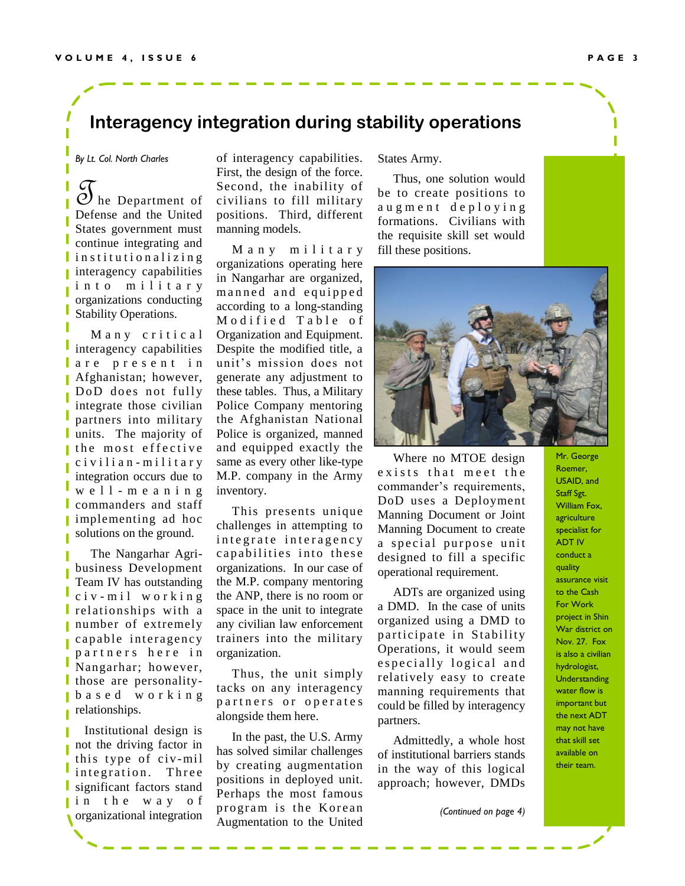# Interagency integration during stability operations

*By Lt. Col. North Charles*

The Department of Defense and the United States government must continue integrating and institutionalizing interagency capabilities into military organizations conducting Stability Operations.

Many critical interagency capabilities are present in Afghanistan; however, DoD does not fully integrate those civilian partners into military units. The majority of the most effective civilian-military integration occurs due to well-meaning commanders and staff implementing ad hoc solutions on the ground.

The Nangarhar Agri-business Development Team IV has outstanding civ-mil working relationships with a number of extremely capable interagency partners here in Nangarhar; however, those are personality-based working relationships.

Institutional design is not the driving factor in this type of civ-mil integration. Three significant factors stand in the way of organizational integration of interagency capabilities. First, the design of the force. Second, the inability of civilians to fill military positions. Third, different manning models.

Many military organizations operating here in Nangarhar are organized, manned and equipped according to a long-standing Modified Table of Organization and Equipment. Despite the modified title, a unit's mission does not generate any adjustment to these tables. Thus, a Military Police Company mentoring the Afghanistan National Police is organized, manned and equipped exactly the same as every other like-type M.P. company in the Army inventory.

This presents unique challenges in attempting to integrate interagency capabilities into these organizations. In our case of the M.P. company mentoring the ANP, there is no room or space in the unit to integrate any civilian law enforcement trainers into the military organization.

Thus, the unit simply tacks on any interagency partners or operates alongside them here.

In the past, the U.S. Army has solved similar challenges by creating augmentation positions in deployed unit. Perhaps the most famous program is the Korean Augmentation to the United States Army.

Thus, one solution would be to create positions to augment deploying formations. Civilians with the requisite skill set would fill these positions.

Mr. George Roemer, USAID, and Staff Sgt. William Fox, agriculture specialist for ADT IV conduct a quality assurance visit to the Cash For Work project in Shin War district on Nov. 27. Fox is also a civilian hydrologist, Understanding water flow is important but the next ADT may not have that skill set available on their team.

Where no MTOE design exists that meet the commander's requirements, DoD uses a Deployment Manning Document or Joint Manning Document to create a special purpose unit designed to fill a specific operational requirement.

ADTs are organized using a DMD. In the case of units organized using a DMD to participate in Stability Operations, it would seem especially logical and relatively easy to create manning requirements that could be filled by interagency partners.

Admittedly, a whole host of institutional barriers stands in the way of this logical approach; however, DMDs

*(Continued on page 4)*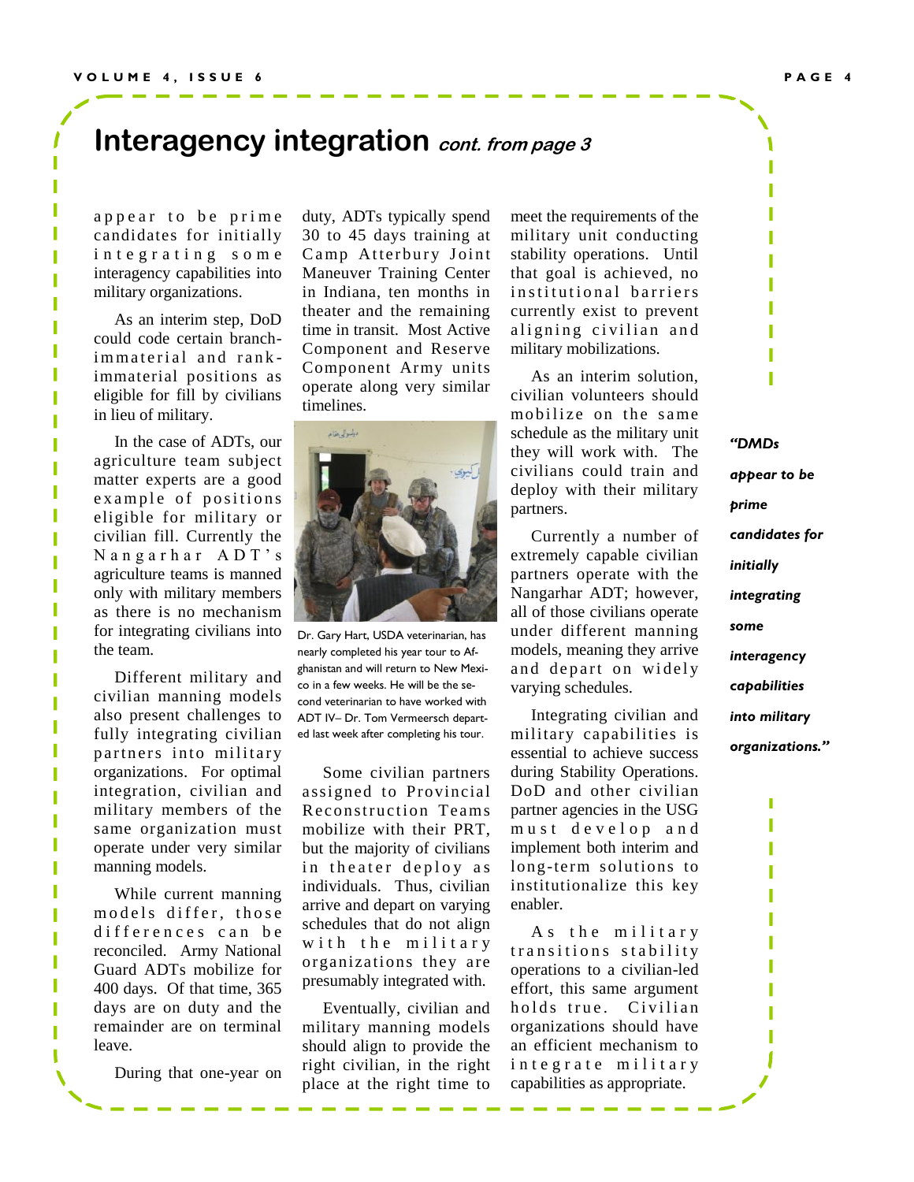## Interagency integration *cont. from page 3*

appear to be prime candidates for initially integrating some interagency capabilities into military organizations.

As an interim step, DoD could code certain branch-immaterial and rank-immaterial positions as eligible for fill by civilians in lieu of military.

In the case of ADTs, our agriculture team subject matter experts are a good example of positions eligible for military or civilian fill. Currently the Nangarhar ADT's agriculture teams is manned only with military members as there is no mechanism for integrating civilians into the team.

Different military and civilian manning models also present challenges to fully integrating civilian partners into military organizations. For optimal integration, civilian and military members of the same organization must operate under very similar manning models.

While current manning models differ, those differences can be reconciled. Army National Guard ADTs mobilize for 400 days. Of that time, 365 days are on duty and the remainder are on terminal leave.

During that one-year on duty, ADTs typically spend 30 to 45 days training at Camp Atterbury Joint Maneuver Training Center in Indiana, ten months in theater and the remaining time in transit. Most Active Component and Reserve Component Army units operate along very similar timelines.

Dr. Gary Hart, USDA veterinarian, has nearly completed his year tour to Afghanistan and will return to New Mexico in a few weeks. He will be the second veterinarian to have worked with ADT IV– Dr. Tom Vermeersch departed last week after completing his tour.

Some civilian partners assigned to Provincial Reconstruction Teams mobilize with their PRT, but the majority of civilians in theater deploy as individuals. Thus, civilian arrive and depart on varying schedules that do not align with the military organizations they are presumably integrated with.

Eventually, civilian and military manning models should align to provide the right civilian, in the right place at the right time to meet the requirements of the military unit conducting stability operations. Until that goal is achieved, no institutional barriers currently exist to prevent aligning civilian and military mobilizations.

As an interim solution, civilian volunteers should mobilize on the same schedule as the military unit they will work with. The civilians could train and deploy with their military partners.

Currently a number of extremely capable civilian partners operate with the Nangarhar ADT; however, all of those civilians operate under different manning models, meaning they arrive and depart on widely varying schedules.

Integrating civilian and military capabilities is essential to achieve success during Stability Operations. DoD and other civilian partner agencies in the USG must develop and implement both interim and long-term solutions to institutionalize this key enabler.

As the military transitions stability operations to a civilian-led effort, this same argument holds true. Civilian organizations should have an efficient mechanism to integrate military capabilities as appropriate.

***"DMDs appear to be prime candidates for initially integrating some interagency capabilities into military organizations."***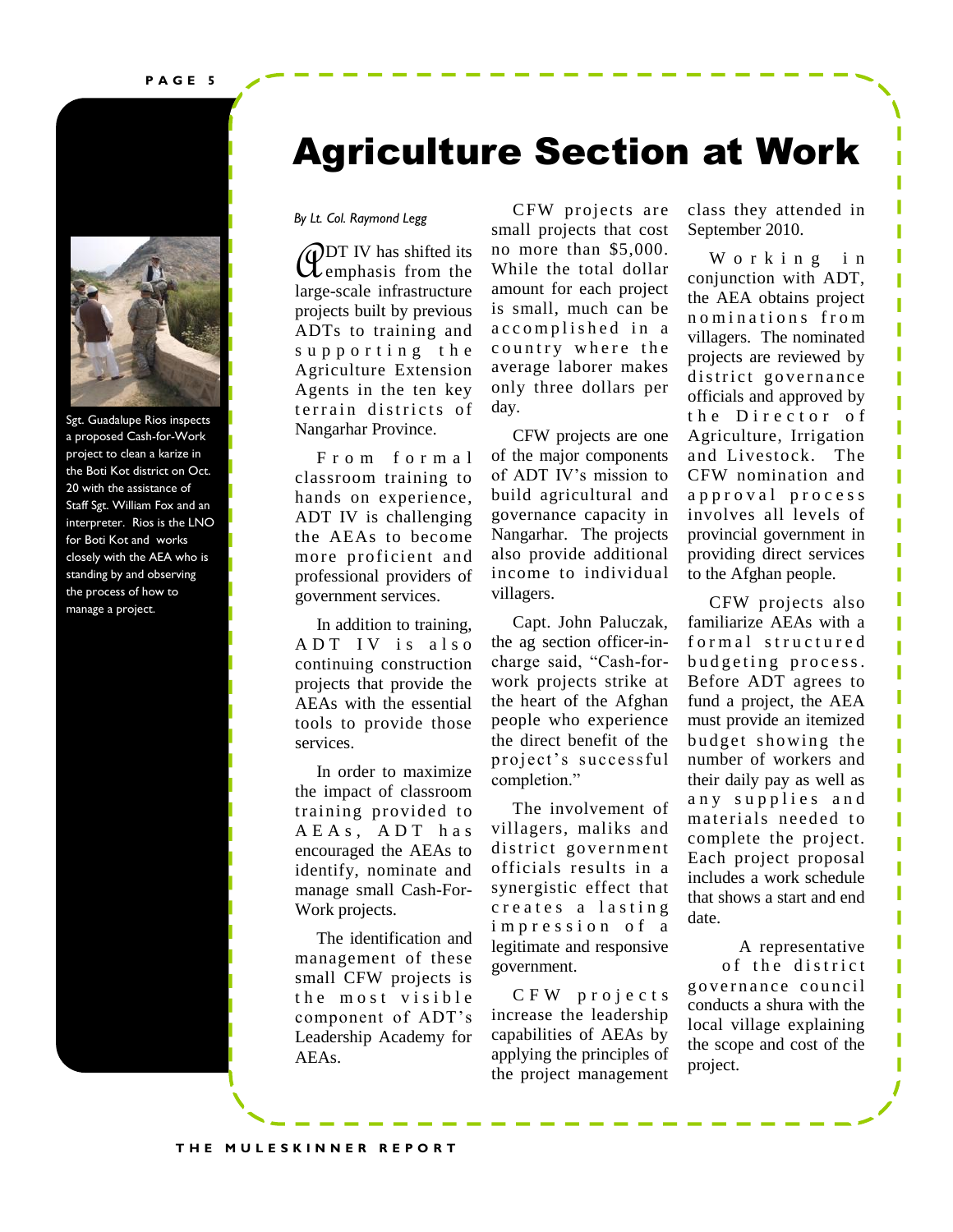# Agriculture Section at Work

*By Lt. Col. Raymond Legg*

ADT IV has shifted its emphasis from the large-scale infrastructure projects built by previous ADTs to training and supporting the Agriculture Extension Agents in the ten key terrain districts of Nangarhar Province.

From formal classroom training to hands on experience, ADT IV is challenging the AEAs to become more proficient and professional providers of government services.

In addition to training, ADT IV is also continuing construction projects that provide the AEAs with the essential tools to provide those services.

In order to maximize the impact of classroom training provided to AEAs, ADT has encouraged the AEAs to identify, nominate and manage small Cash-For-Work projects.

The identification and management of these small CFW projects is the most visible component of ADT's Leadership Academy for AEAs.

CFW projects are small projects that cost no more than $5,000. While the total dollar amount for each project is small, much can be accomplished in a country where the average laborer makes only three dollars per day.

CFW projects are one of the major components of ADT IV's mission to build agricultural and governance capacity in Nangarhar. The projects also provide additional income to individual villagers.

Capt. John Paluczak, the ag section officer-in-charge said, "Cash-for-work projects strike at the heart of the Afghan people who experience the direct benefit of the project's successful completion."

The involvement of villagers, maliks and district government officials results in a synergistic effect that creates a lasting impression of a legitimate and responsive government.

CFW projects increase the leadership capabilities of AEAs by applying the principles of the project management class they attended in September 2010.

Working in conjunction with ADT, the AEA obtains project nominations from villagers. The nominated projects are reviewed by district governance officials and approved by the Director of Agriculture, Irrigation and Livestock. The CFW nomination and approval process involves all levels of provincial government in providing direct services to the Afghan people.

CFW projects also familiarize AEAs with a formal structured budgeting process. Before ADT agrees to fund a project, the AEA must provide an itemized budget showing the number of workers and their daily pay as well as any supplies and materials needed to complete the project. Each project proposal includes a work schedule that shows a start and end date.

A representative of the district governance council conducts a shura with the local village explaining the scope and cost of the project.

Sgt. Guadalupe Rios inspects a proposed Cash-for-Work project to clean a karize in the Boti Kot district on Oct. 20 with the assistance of Staff Sgt. William Fox and an interpreter. Rios is the LNO for Boti Kot and works closely with the AEA who is standing by and observing the process of how to manage a project.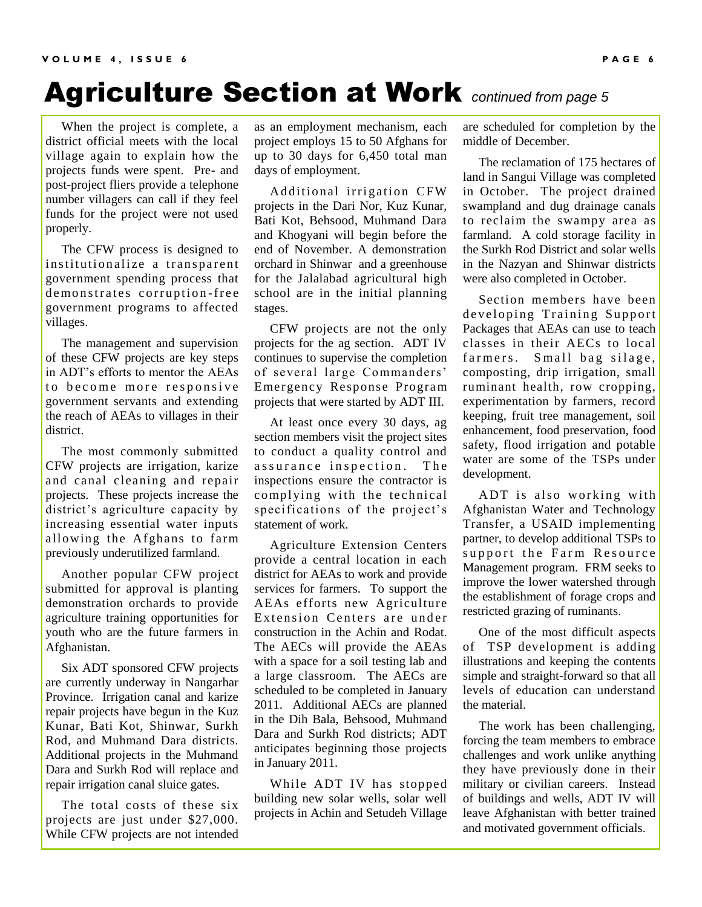# Agriculture Section at Work *continued from page 5*

When the project is complete, a district official meets with the local village again to explain how the projects funds were spent. Pre- and post-project fliers provide a telephone number villagers can call if they feel funds for the project were not used properly.

The CFW process is designed to institutionalize a transparent government spending process that demonstrates corruption-free government programs to affected villages.

The management and supervision of these CFW projects are key steps in ADT's efforts to mentor the AEAs to become more responsive government servants and extending the reach of AEAs to villages in their district.

The most commonly submitted CFW projects are irrigation, karize and canal cleaning and repair projects. These projects increase the district's agriculture capacity by increasing essential water inputs allowing the Afghans to farm previously underutilized farmland.

Another popular CFW project submitted for approval is planting demonstration orchards to provide agriculture training opportunities for youth who are the future farmers in Afghanistan.

Six ADT sponsored CFW projects are currently underway in Nangarhar Province. Irrigation canal and karize repair projects have begun in the Kuz Kunar, Bati Kot, Shinwar, Surkh Rod, and Muhmand Dara districts. Additional projects in the Muhmand Dara and Surkh Rod will replace and repair irrigation canal sluice gates.

The total costs of these six projects are just under $27,000. While CFW projects are not intended as an employment mechanism, each project employs 15 to 50 Afghans for up to 30 days for 6,450 total man days of employment.

Additional irrigation CFW projects in the Dari Nor, Kuz Kunar, Bati Kot, Behsood, Muhmand Dara and Khogyani will begin before the end of November. A demonstration orchard in Shinwar and a greenhouse for the Jalalabad agricultural high school are in the initial planning stages.

CFW projects are not the only projects for the ag section. ADT IV continues to supervise the completion of several large Commanders' Emergency Response Program projects that were started by ADT III.

At least once every 30 days, ag section members visit the project sites to conduct a quality control and assurance inspection. The inspections ensure the contractor is complying with the technical specifications of the project's statement of work.

Agriculture Extension Centers provide a central location in each district for AEAs to work and provide services for farmers. To support the AEAs efforts new Agriculture Extension Centers are under construction in the Achin and Rodat. The AECs will provide the AEAs with a space for a soil testing lab and a large classroom. The AECs are scheduled to be completed in January 2011. Additional AECs are planned in the Dih Bala, Behsood, Muhmand Dara and Surkh Rod districts; ADT anticipates beginning those projects in January 2011.

While ADT IV has stopped building new solar wells, solar well projects in Achin and Setudeh Village are scheduled for completion by the middle of December.

The reclamation of 175 hectares of land in Sangui Village was completed in October. The project drained swampland and dug drainage canals to reclaim the swampy area as farmland. A cold storage facility in the Surkh Rod District and solar wells in the Nazyan and Shinwar districts were also completed in October.

Section members have been developing Training Support Packages that AEAs can use to teach classes in their AECs to local farmers. Small bag silage, composting, drip irrigation, small ruminant health, row cropping, experimentation by farmers, record keeping, fruit tree management, soil enhancement, food preservation, food safety, flood irrigation and potable water are some of the TSPs under development.

ADT is also working with Afghanistan Water and Technology Transfer, a USAID implementing partner, to develop additional TSPs to support the Farm Resource Management program. FRM seeks to improve the lower watershed through the establishment of forage crops and restricted grazing of ruminants.

One of the most difficult aspects of TSP development is adding illustrations and keeping the contents simple and straight-forward so that all levels of education can understand the material.

The work has been challenging, forcing the team members to embrace challenges and work unlike anything they have previously done in their military or civilian careers. Instead of buildings and wells, ADT IV will leave Afghanistan with better trained and motivated government officials.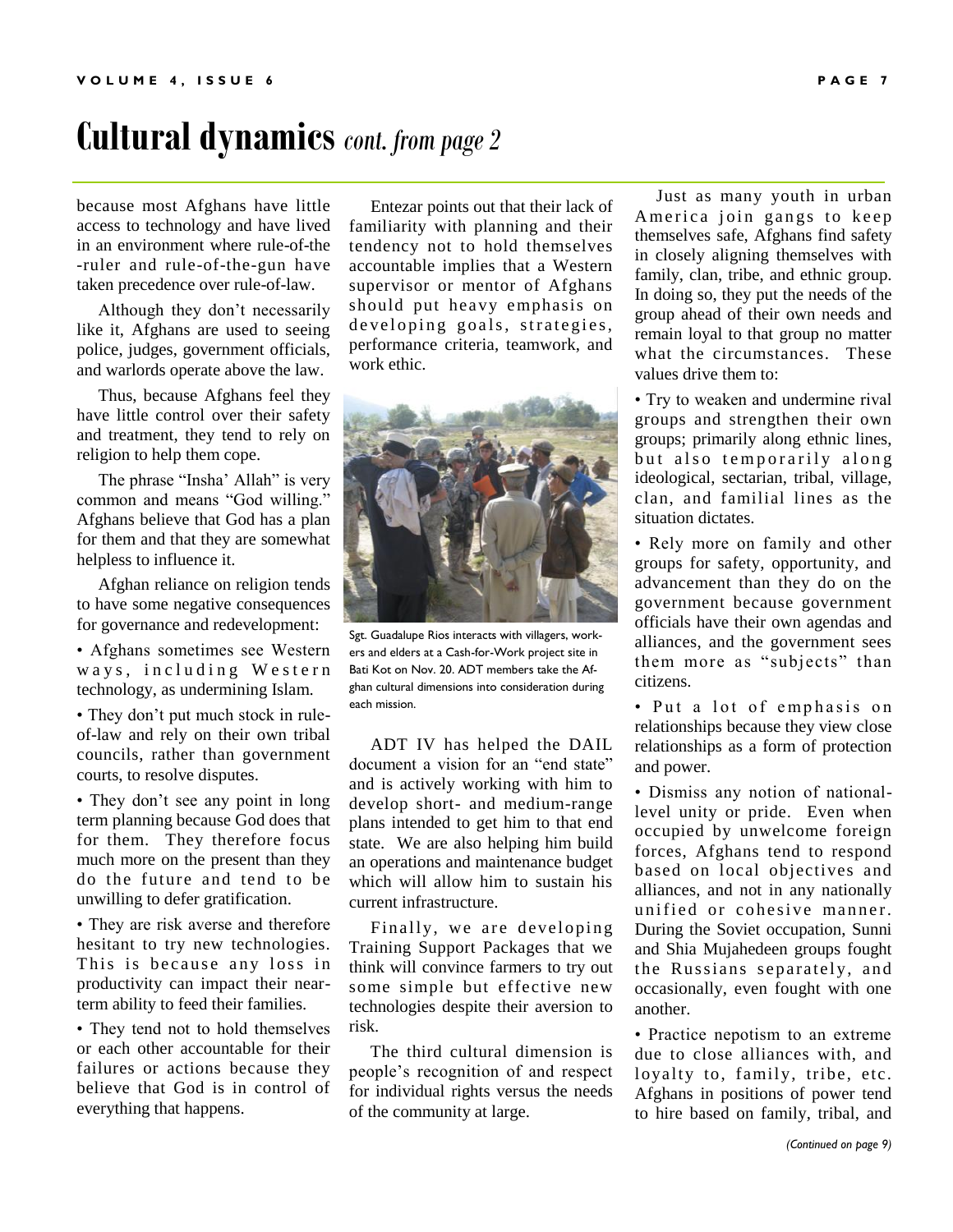# Cultural dynamics *cont. from page 2*

because most Afghans have little access to technology and have lived in an environment where rule-of-the-ruler and rule-of-the-gun have taken precedence over rule-of-law.

Although they don't necessarily like it, Afghans are used to seeing police, judges, government officials, and warlords operate above the law.

Thus, because Afghans feel they have little control over their safety and treatment, they tend to rely on religion to help them cope.

The phrase "Insha' Allah" is very common and means "God willing." Afghans believe that God has a plan for them and that they are somewhat helpless to influence it.

Afghan reliance on religion tends to have some negative consequences for governance and redevelopment:

- Afghans sometimes see Western ways, including Western technology, as undermining Islam.
- They don't put much stock in rule-of-law and rely on their own tribal councils, rather than government courts, to resolve disputes.
- They don't see any point in long term planning because God does that for them. They therefore focus much more on the present than they do the future and tend to be unwilling to defer gratification.
- They are risk averse and therefore hesitant to try new technologies. This is because any loss in productivity can impact their near-term ability to feed their families.
- They tend not to hold themselves or each other accountable for their failures or actions because they believe that God is in control of everything that happens.

Entezar points out that their lack of familiarity with planning and their tendency not to hold themselves accountable implies that a Western supervisor or mentor of Afghans should put heavy emphasis on developing goals, strategies, performance criteria, teamwork, and work ethic.

Sgt. Guadalupe Rios interacts with villagers, workers and elders at a Cash-for-Work project site in Bati Kot on Nov. 20. ADT members take the Afghan cultural dimensions into consideration during each mission.

ADT IV has helped the DAIL document a vision for an "end state" and is actively working with him to develop short- and medium-range plans intended to get him to that end state. We are also helping him build an operations and maintenance budget which will allow him to sustain his current infrastructure.

Finally, we are developing Training Support Packages that we think will convince farmers to try out some simple but effective new technologies despite their aversion to risk.

The third cultural dimension is people's recognition of and respect for individual rights versus the needs of the community at large.

Just as many youth in urban America join gangs to keep themselves safe, Afghans find safety in closely aligning themselves with family, clan, tribe, and ethnic group. In doing so, they put the needs of the group ahead of their own needs and remain loyal to that group no matter what the circumstances. These values drive them to:

- Try to weaken and undermine rival groups and strengthen their own groups; primarily along ethnic lines, but also temporarily along ideological, sectarian, tribal, village, clan, and familial lines as the situation dictates.
- Rely more on family and other groups for safety, opportunity, and advancement than they do on the government because government officials have their own agendas and alliances, and the government sees them more as "subjects" than citizens.
- Put a lot of emphasis on relationships because they view close relationships as a form of protection and power.
- Dismiss any notion of national-level unity or pride. Even when occupied by unwelcome foreign forces, Afghans tend to respond based on local objectives and alliances, and not in any nationally unified or cohesive manner. During the Soviet occupation, Sunni and Shia Mujahedeen groups fought the Russians separately, and occasionally, even fought with one another.
- Practice nepotism to an extreme due to close alliances with, and loyalty to, family, tribe, etc. Afghans in positions of power tend to hire based on family, tribal, and

*(Continued on page 9)*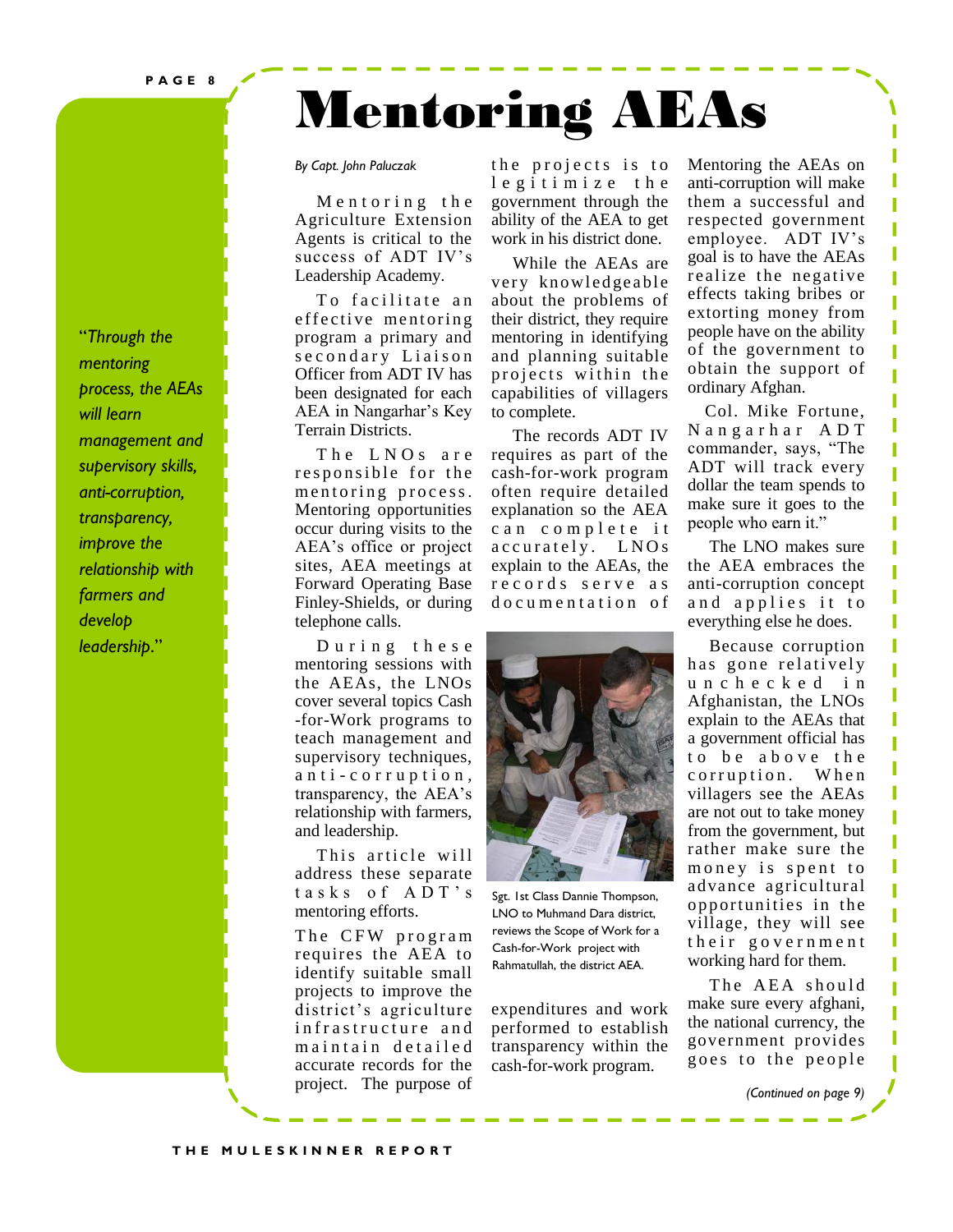# Mentoring AEAs

*By Capt. John Paluczak*

"*Through the mentoring process, the AEAs will learn management and supervisory skills, anti-corruption, transparency, improve the relationship with farmers and develop leadership.*"

Mentoring the Agriculture Extension Agents is critical to the success of ADT IV's Leadership Academy.

To facilitate an effective mentoring program a primary and secondary Liaison Officer from ADT IV has been designated for each AEA in Nangarhar's Key Terrain Districts.

The LNOs are responsible for the mentoring process. Mentoring opportunities occur during visits to the AEA's office or project sites, AEA meetings at Forward Operating Base Finley-Shields, or during telephone calls.

During these mentoring sessions with the AEAs, the LNOs cover several topics Cash-for-Work programs to teach management and supervisory techniques, anti-corruption, transparency, the AEA's relationship with farmers, and leadership.

This article will address these separate tasks of ADT's mentoring efforts.

The CFW program requires the AEA to identify suitable small projects to improve the district's agriculture infrastructure and maintain detailed accurate records for the project. The purpose of the projects is to legitimize the government through the ability of the AEA to get work in his district done.

While the AEAs are very knowledgeable about the problems of their district, they require mentoring in identifying and planning suitable projects within the capabilities of villagers to complete.

The records ADT IV requires as part of the cash-for-work program often require detailed explanation so the AEA can complete it accurately. LNOs explain to the AEAs, the records serve as documentation of expenditures and work performed to establish transparency within the cash-for-work program.

Sgt. 1st Class Dannie Thompson, LNO to Muhmand Dara district, reviews the Scope of Work for a Cash-for-Work project with Rahmatullah, the district AEA.

Mentoring the AEAs on anti-corruption will make them a successful and respected government employee. ADT IV's goal is to have the AEAs realize the negative effects taking bribes or extorting money from people have on the ability of the government to obtain the support of ordinary Afghan.

Col. Mike Fortune, Nangarhar ADT commander, says, "The ADT will track every dollar the team spends to make sure it goes to the people who earn it."

The LNO makes sure the AEA embraces the anti-corruption concept and applies it to everything else he does.

Because corruption has gone relatively unchecked in Afghanistan, the LNOs explain to the AEAs that a government official has to be above the corruption. When villagers see the AEAs are not out to take money from the government, but rather make sure the money is spent to advance agricultural opportunities in the village, they will see their government working hard for them.

The AEA should make sure every afghani, the national currency, the government provides goes to the people

*(Continued on page 9)*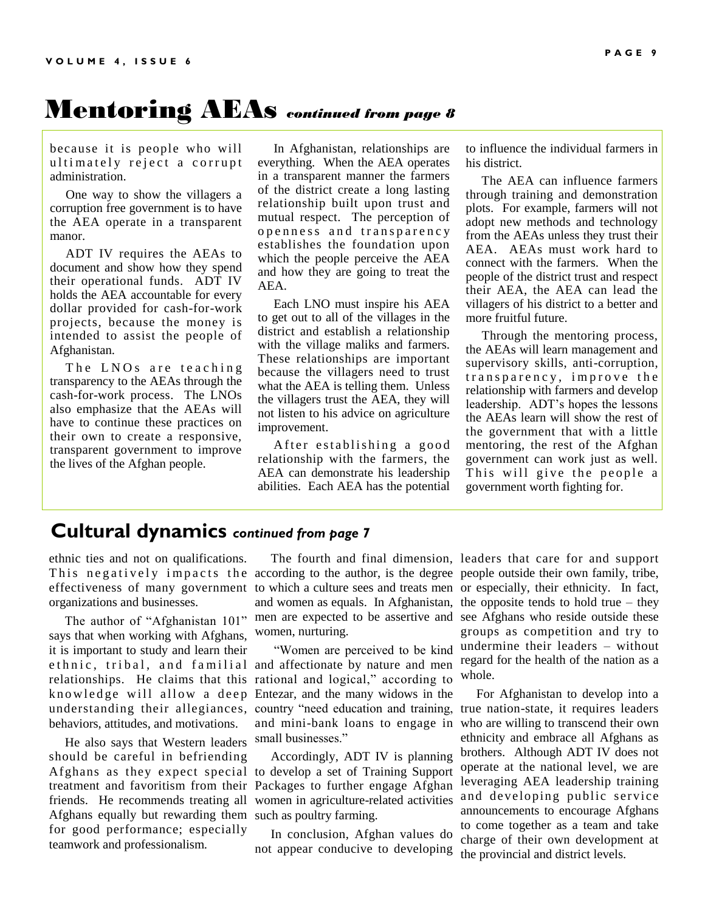# Mentoring AEAs *continued from page 8*

because it is people who will ultimately reject a corrupt administration.

One way to show the villagers a corruption free government is to have the AEA operate in a transparent manor.

ADT IV requires the AEAs to document and show how they spend their operational funds. ADT IV holds the AEA accountable for every dollar provided for cash-for-work projects, because the money is intended to assist the people of Afghanistan.

The LNOs are teaching transparency to the AEAs through the cash-for-work process. The LNOs also emphasize that the AEAs will have to continue these practices on their own to create a responsive, transparent government to improve the lives of the Afghan people.

In Afghanistan, relationships are everything. When the AEA operates in a transparent manner the farmers of the district create a long lasting relationship built upon trust and mutual respect. The perception of openness and transparency establishes the foundation upon which the people perceive the AEA and how they are going to treat the AEA.

Each LNO must inspire his AEA to get out to all of the villages in the district and establish a relationship with the village maliks and farmers. These relationships are important because the villagers need to trust what the AEA is telling them. Unless the villagers trust the AEA, they will not listen to his advice on agriculture improvement.

After establishing a good relationship with the farmers, the AEA can demonstrate his leadership abilities. Each AEA has the potential to influence the individual farmers in his district.

The AEA can influence farmers through training and demonstration plots. For example, farmers will not adopt new methods and technology from the AEAs unless they trust their AEA. AEAs must work hard to connect with the farmers. When the people of the district trust and respect their AEA, the AEA can lead the villagers of his district to a better and more fruitful future.

Through the mentoring process, the AEAs will learn management and supervisory skills, anti-corruption, transparency, improve the relationship with farmers and develop leadership. ADT's hopes the lessons the AEAs learn will show the rest of the government that with a little mentoring, the rest of the Afghan government can work just as well. This will give the people a government worth fighting for.

## Cultural dynamics *continued from page 7*

ethnic ties and not on qualifications. This negatively impacts the effectiveness of many government organizations and businesses.

The author of "Afghanistan 101" says that when working with Afghans, it is important to study and learn their ethnic, tribal, and familial relationships. He claims that this knowledge will allow a deep understanding their allegiances, behaviors, attitudes, and motivations.

He also says that Western leaders should be careful in befriending Afghans as they expect special treatment and favoritism from their friends. He recommends treating all Afghans equally but rewarding them for good performance; especially teamwork and professionalism.

The fourth and final dimension, according to the author, is the degree to which a culture sees and treats men and women as equals. In Afghanistan, men are expected to be assertive and women, nurturing.

"Women are perceived to be kind and affectionate by nature and men rational and logical," according to Entezar, and the many widows in the country "need education and training, and mini-bank loans to engage in small businesses."

Accordingly, ADT IV is planning to develop a set of Training Support Packages to further engage Afghan women in agriculture-related activities such as poultry farming.

In conclusion, Afghan values do not appear conducive to developing leaders that care for and support people outside their own family, tribe, or especially, their ethnicity. In fact, the opposite tends to hold true – they see Afghans who reside outside these groups as competition and try to undermine their leaders – without regard for the health of the nation as a whole.

For Afghanistan to develop into a true nation-state, it requires leaders who are willing to transcend their own ethnicity and embrace all Afghans as brothers. Although ADT IV does not operate at the national level, we are leveraging AEA leadership training and developing public service announcements to encourage Afghans to come together as a team and take charge of their own development at the provincial and district levels.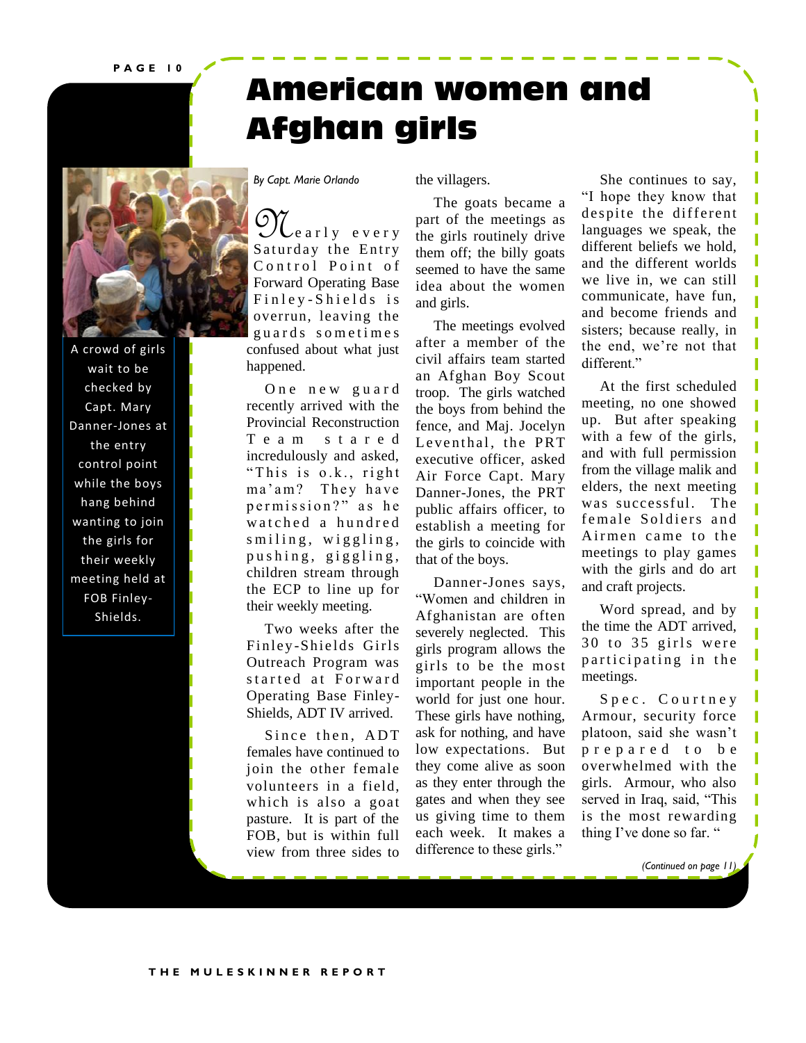# American women and Afghan girls

A crowd of girls wait to be checked by Capt. Mary Danner-Jones at the entry control point while the boys hang behind wanting to join the girls for their weekly meeting held at FOB Finley-Shields.

*By Capt. Marie Orlando*

Nearly every Saturday the Entry Control Point of Forward Operating Base Finley-Shields is overrun, leaving the guards sometimes confused about what just happened.

One new guard recently arrived with the Provincial Reconstruction Team stared incredulously and asked, "This is o.k., right ma'am? They have permission?" as he watched a hundred smiling, wiggling, pushing, giggling, children stream through the ECP to line up for their weekly meeting.

Two weeks after the Finley-Shields Girls Outreach Program was started at Forward Operating Base Finley-Shields, ADT IV arrived.

Since then, ADT females have continued to join the other female volunteers in a field, which is also a goat pasture. It is part of the FOB, but is within full view from three sides to the villagers.

The goats became a part of the meetings as the girls routinely drive them off; the billy goats seemed to have the same idea about the women and girls.

The meetings evolved after a member of the civil affairs team started an Afghan Boy Scout troop. The girls watched the boys from behind the fence, and Maj. Jocelyn Leventhal, the PRT executive officer, asked Air Force Capt. Mary Danner-Jones, the PRT public affairs officer, to establish a meeting for the girls to coincide with that of the boys.

Danner-Jones says, "Women and children in Afghanistan are often severely neglected. This girls program allows the girls to be the most important people in the world for just one hour. These girls have nothing, ask for nothing, and have low expectations. But they come alive as soon as they enter through the gates and when they see us giving time to them each week. It makes a difference to these girls."

She continues to say, "I hope they know that despite the different languages we speak, the different beliefs we hold, and the different worlds we live in, we can still communicate, have fun, and become friends and sisters; because really, in the end, we're not that different."

At the first scheduled meeting, no one showed up. But after speaking with a few of the girls, and with full permission from the village malik and elders, the next meeting was successful. The female Soldiers and Airmen came to the meetings to play games with the girls and do art and craft projects.

Word spread, and by the time the ADT arrived, 30 to 35 girls were participating in the meetings.

Spec. Courtney Armour, security force platoon, said she wasn't prepared to be overwhelmed with the girls. Armour, who also served in Iraq, said, "This is the most rewarding thing I've done so far. "

*(Continued on page 11)*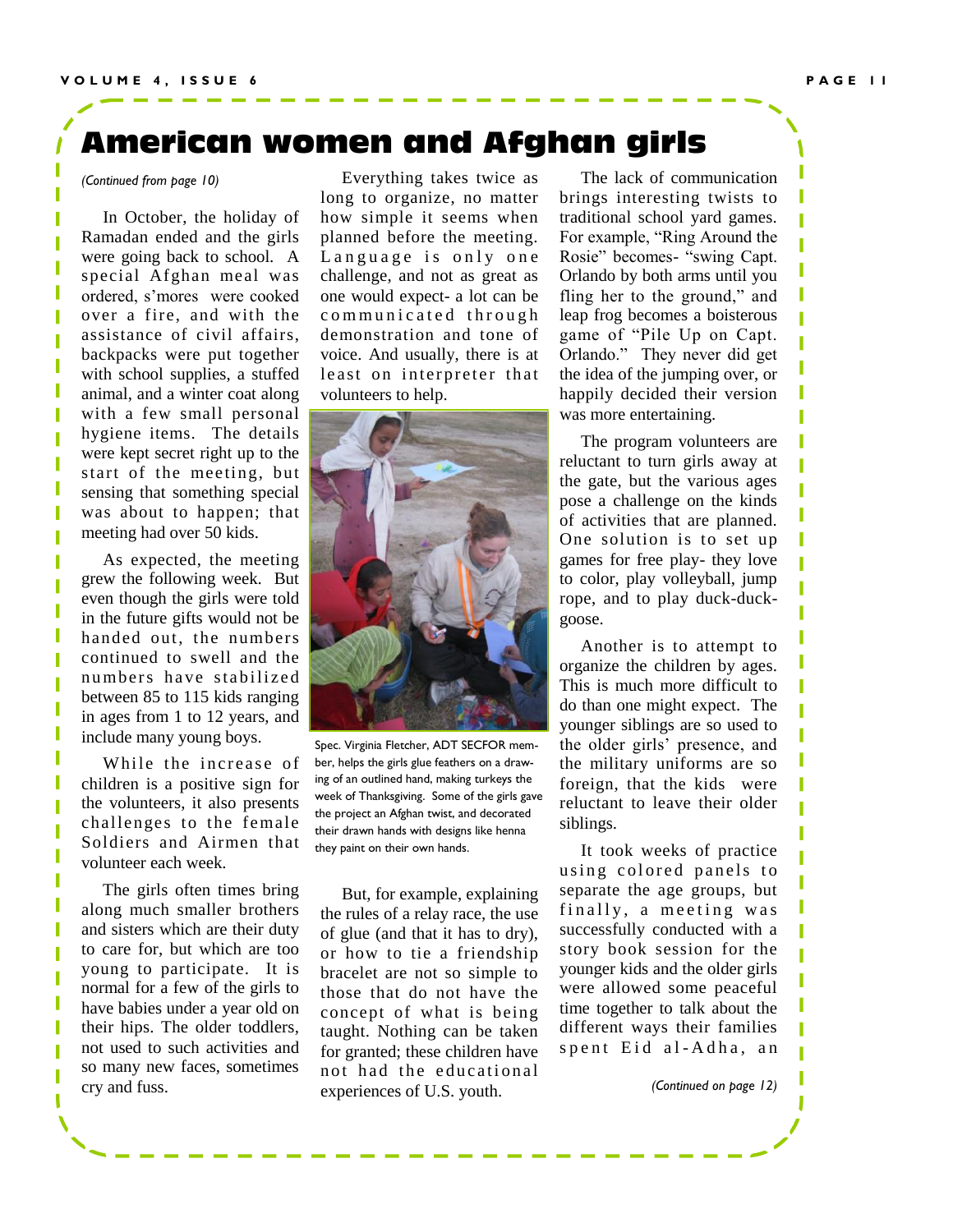# American women and Afghan girls

*(Continued from page 10)*

In October, the holiday of Ramadan ended and the girls were going back to school. A special Afghan meal was ordered, s'mores were cooked over a fire, and with the assistance of civil affairs, backpacks were put together with school supplies, a stuffed animal, and a winter coat along with a few small personal hygiene items. The details were kept secret right up to the start of the meeting, but sensing that something special was about to happen; that meeting had over 50 kids.

As expected, the meeting grew the following week. But even though the girls were told in the future gifts would not be handed out, the numbers continued to swell and the numbers have stabilized between 85 to 115 kids ranging in ages from 1 to 12 years, and include many young boys.

While the increase of children is a positive sign for the volunteers, it also presents challenges to the female Soldiers and Airmen that volunteer each week.

The girls often times bring along much smaller brothers and sisters which are their duty to care for, but which are too young to participate. It is normal for a few of the girls to have babies under a year old on their hips. The older toddlers, not used to such activities and so many new faces, sometimes cry and fuss.

Everything takes twice as long to organize, no matter how simple it seems when planned before the meeting. Language is only one challenge, and not as great as one would expect- a lot can be communicated through demonstration and tone of voice. And usually, there is at least on interpreter that volunteers to help.

Spec. Virginia Fletcher, ADT SECFOR member, helps the girls glue feathers on a drawing of an outlined hand, making turkeys the week of Thanksgiving. Some of the girls gave the project an Afghan twist, and decorated their drawn hands with designs like henna they paint on their own hands.

But, for example, explaining the rules of a relay race, the use of glue (and that it has to dry), or how to tie a friendship bracelet are not so simple to those that do not have the concept of what is being taught. Nothing can be taken for granted; these children have not had the educational experiences of U.S. youth.

The lack of communication brings interesting twists to traditional school yard games. For example, "Ring Around the Rosie" becomes- "swing Capt. Orlando by both arms until you fling her to the ground," and leap frog becomes a boisterous game of "Pile Up on Capt. Orlando." They never did get the idea of the jumping over, or happily decided their version was more entertaining.

The program volunteers are reluctant to turn girls away at the gate, but the various ages pose a challenge on the kinds of activities that are planned. One solution is to set up games for free play- they love to color, play volleyball, jump rope, and to play duck-duck-goose.

Another is to attempt to organize the children by ages. This is much more difficult to do than one might expect. The younger siblings are so used to the older girls' presence, and the military uniforms are so foreign, that the kids were reluctant to leave their older siblings.

It took weeks of practice using colored panels to separate the age groups, but finally, a meeting was successfully conducted with a story book session for the younger kids and the older girls were allowed some peaceful time together to talk about the different ways their families spent Eid al-Adha, an

*(Continued on page 12)*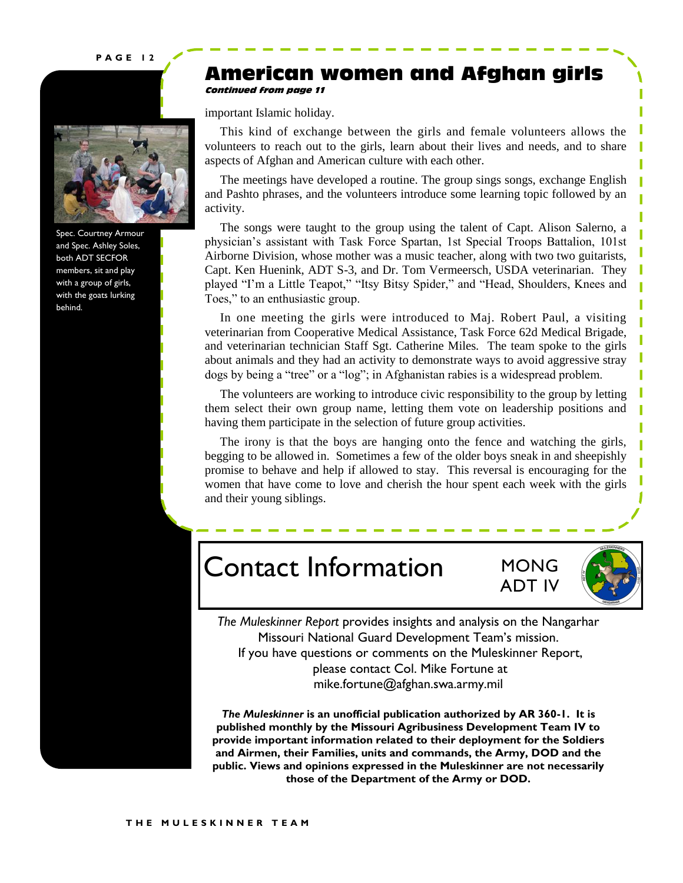## American women and Afghan girls

***Continued from page 11***

important Islamic holiday.

This kind of exchange between the girls and female volunteers allows the volunteers to reach out to the girls, learn about their lives and needs, and to share aspects of Afghan and American culture with each other.

The meetings have developed a routine. The group sings songs, exchange English and Pashto phrases, and the volunteers introduce some learning topic followed by an activity.

The songs were taught to the group using the talent of Capt. Alison Salerno, a physician's assistant with Task Force Spartan, 1st Special Troops Battalion, 101st Airborne Division, whose mother was a music teacher, along with two two guitarists, Capt. Ken Huenink, ADT S-3, and Dr. Tom Vermeersch, USDA veterinarian. They played "I'm a Little Teapot," "Itsy Bitsy Spider," and "Head, Shoulders, Knees and Toes," to an enthusiastic group.

In one meeting the girls were introduced to Maj. Robert Paul, a visiting veterinarian from Cooperative Medical Assistance, Task Force 62d Medical Brigade, and veterinarian technician Staff Sgt. Catherine Miles. The team spoke to the girls about animals and they had an activity to demonstrate ways to avoid aggressive stray dogs by being a "tree" or a "log"; in Afghanistan rabies is a widespread problem.

The volunteers are working to introduce civic responsibility to the group by letting them select their own group name, letting them vote on leadership positions and having them participate in the selection of future group activities.

The irony is that the boys are hanging onto the fence and watching the girls, begging to be allowed in. Sometimes a few of the older boys sneak in and sheepishly promise to behave and help if allowed to stay. This reversal is encouraging for the women that have come to love and cherish the hour spent each week with the girls and their young siblings.

Spec. Courtney Armour and Spec. Ashley Soles, both ADT SECFOR members, sit and play with a group of girls, with the goats lurking behind.

# Contact Information

MONG ADT IV

*The Muleskinner Report* provides insights and analysis on the Nangarhar Missouri National Guard Development Team's mission.
If you have questions or comments on the Muleskinner Report, please contact Col. Mike Fortune at mike.fortune@afghan.swa.army.mil

***The Muleskinner*** **is an unofficial publication authorized by AR 360-1. It is published monthly by the Missouri Agribusiness Development Team IV to provide important information related to their deployment for the Soldiers and Airmen, their Families, units and commands, the Army, DOD and the public. Views and opinions expressed in the Muleskinner are not necessarily those of the Department of the Army or DOD.**